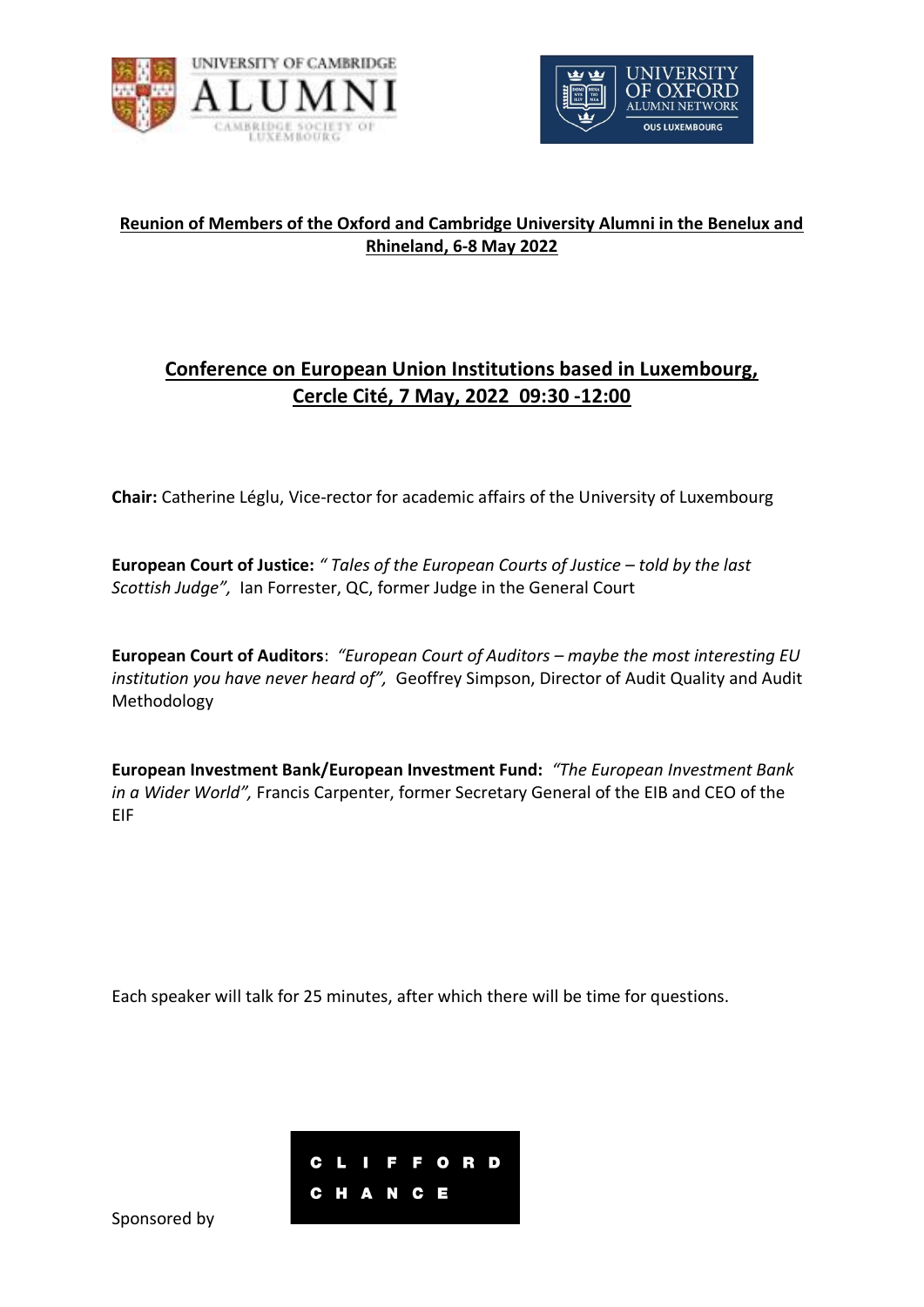UNIVERSITY OF CAMBRIDGE ALUMNI — CAMBRIDGE SOCIETY OF LUXEMBOURG

UNIVERSITY OF OXFORD ALUMNI NETWORK — OUS LUXEMBOURG

## Reunion of Members of the Oxford and Cambridge University Alumni in the Benelux and Rhineland, 6-8 May 2022

# Conference on European Union Institutions based in Luxembourg, Cercle Cité, 7 May, 2022 09:30 -12:00

**Chair:** Catherine Léglu, Vice-rector for academic affairs of the University of Luxembourg

**European Court of Justice:** *" Tales of the European Courts of Justice – told by the last Scottish Judge",* Ian Forrester, QC, former Judge in the General Court

**European Court of Auditors**: *"European Court of Auditors – maybe the most interesting EU institution you have never heard of",* Geoffrey Simpson, Director of Audit Quality and Audit Methodology

**European Investment Bank/European Investment Fund:** *"The European Investment Bank in a Wider World",* Francis Carpenter, former Secretary General of the EIB and CEO of the EIF

Each speaker will talk for 25 minutes, after which there will be time for questions.

Sponsored by CLIFFORD CHANCE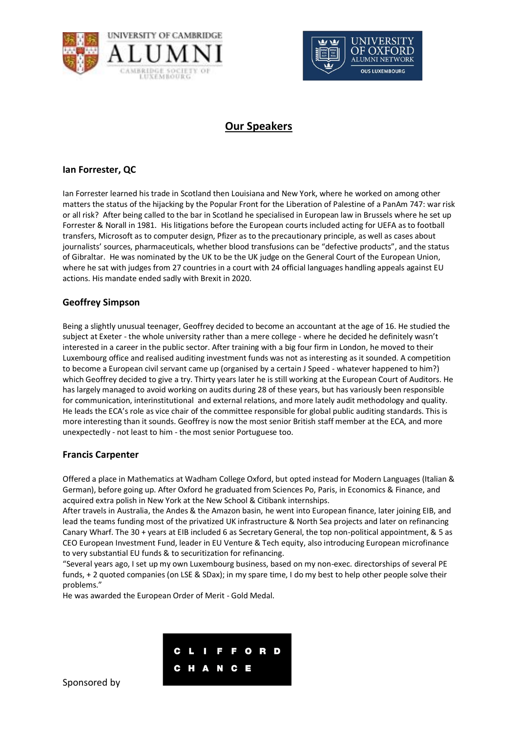UNIVERSITY OF CAMBRIDGE ALUMNI CAMBRIDGE SOCIETY OF LUXEMBOURG

UNIVERSITY OF OXFORD ALUMNI NETWORK OUS LUXEMBOURG

## Our Speakers

### Ian Forrester, QC

Ian Forrester learned his trade in Scotland then Louisiana and New York, where he worked on among other matters the status of the hijacking by the Popular Front for the Liberation of Palestine of a PanAm 747: war risk or all risk? After being called to the bar in Scotland he specialised in European law in Brussels where he set up Forrester & Norall in 1981. His litigations before the European courts included acting for UEFA as to football transfers, Microsoft as to computer design, Pfizer as to the precautionary principle, as well as cases about journalists' sources, pharmaceuticals, whether blood transfusions can be "defective products", and the status of Gibraltar. He was nominated by the UK to be the UK judge on the General Court of the European Union, where he sat with judges from 27 countries in a court with 24 official languages handling appeals against EU actions. His mandate ended sadly with Brexit in 2020.

### Geoffrey Simpson

Being a slightly unusual teenager, Geoffrey decided to become an accountant at the age of 16. He studied the subject at Exeter - the whole university rather than a mere college - where he decided he definitely wasn't interested in a career in the public sector. After training with a big four firm in London, he moved to their Luxembourg office and realised auditing investment funds was not as interesting as it sounded. A competition to become a European civil servant came up (organised by a certain J Speed - whatever happened to him?) which Geoffrey decided to give a try. Thirty years later he is still working at the European Court of Auditors. He has largely managed to avoid working on audits during 28 of these years, but has variously been responsible for communication, interinstitutional and external relations, and more lately audit methodology and quality. He leads the ECA's role as vice chair of the committee responsible for global public auditing standards. This is more interesting than it sounds. Geoffrey is now the most senior British staff member at the ECA, and more unexpectedly - not least to him - the most senior Portuguese too.

### Francis Carpenter

Offered a place in Mathematics at Wadham College Oxford, but opted instead for Modern Languages (Italian & German), before going up. After Oxford he graduated from Sciences Po, Paris, in Economics & Finance, and acquired extra polish in New York at the New School & Citibank internships.

After travels in Australia, the Andes & the Amazon basin, he went into European finance, later joining EIB, and lead the teams funding most of the privatized UK infrastructure & North Sea projects and later on refinancing Canary Wharf. The 30 + years at EIB included 6 as Secretary General, the top non-political appointment, & 5 as CEO European Investment Fund, leader in EU Venture & Tech equity, also introducing European microfinance to very substantial EU funds & to securitization for refinancing.

"Several years ago, I set up my own Luxembourg business, based on my non-exec. directorships of several PE funds, + 2 quoted companies (on LSE & SDax); in my spare time, I do my best to help other people solve their problems."

He was awarded the European Order of Merit - Gold Medal.

Sponsored by CLIFFORD CHANCE